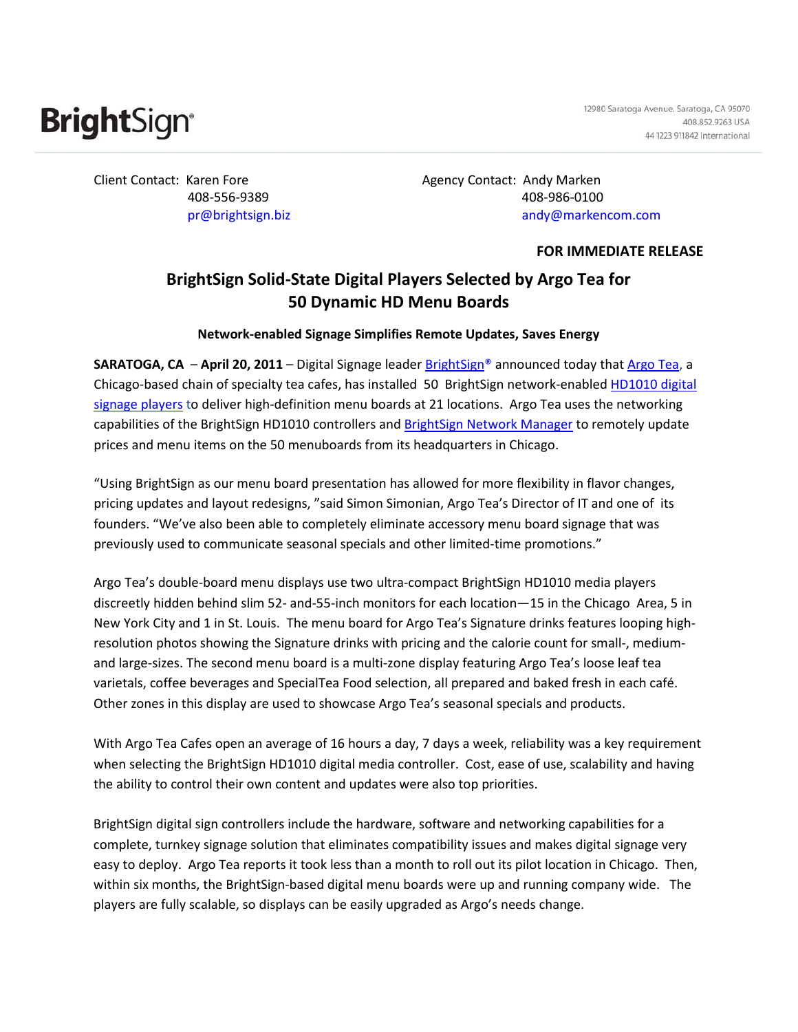**BrightSign**®

12980 Saratoga Avenue, Saratoga, CA 95070
408.852.9263 USA
44 1223 911842 International

Client Contact: Karen Fore
408-556-9389
pr@brightsign.biz

Agency Contact: Andy Marken
408-986-0100
andy@markencom.com

**FOR IMMEDIATE RELEASE**

# BrightSign Solid-State Digital Players Selected by Argo Tea for 50 Dynamic HD Menu Boards

**Network-enabled Signage Simplifies Remote Updates, Saves Energy**

**SARATOGA, CA – April 20, 2011** – Digital Signage leader BrightSign® announced today that Argo Tea, a Chicago-based chain of specialty tea cafes, has installed 50 BrightSign network-enabled HD1010 digital signage players to deliver high-definition menu boards at 21 locations. Argo Tea uses the networking capabilities of the BrightSign HD1010 controllers and BrightSign Network Manager to remotely update prices and menu items on the 50 menuboards from its headquarters in Chicago.

"Using BrightSign as our menu board presentation has allowed for more flexibility in flavor changes, pricing updates and layout redesigns, "said Simon Simonian, Argo Tea's Director of IT and one of its founders. "We've also been able to completely eliminate accessory menu board signage that was previously used to communicate seasonal specials and other limited-time promotions."

Argo Tea's double-board menu displays use two ultra-compact BrightSign HD1010 media players discreetly hidden behind slim 52- and-55-inch monitors for each location—15 in the Chicago Area, 5 in New York City and 1 in St. Louis. The menu board for Argo Tea's Signature drinks features looping high-resolution photos showing the Signature drinks with pricing and the calorie count for small-, medium- and large-sizes. The second menu board is a multi-zone display featuring Argo Tea's loose leaf tea varietals, coffee beverages and SpecialTea Food selection, all prepared and baked fresh in each café. Other zones in this display are used to showcase Argo Tea's seasonal specials and products.

With Argo Tea Cafes open an average of 16 hours a day, 7 days a week, reliability was a key requirement when selecting the BrightSign HD1010 digital media controller. Cost, ease of use, scalability and having the ability to control their own content and updates were also top priorities.

BrightSign digital sign controllers include the hardware, software and networking capabilities for a complete, turnkey signage solution that eliminates compatibility issues and makes digital signage very easy to deploy. Argo Tea reports it took less than a month to roll out its pilot location in Chicago. Then, within six months, the BrightSign-based digital menu boards were up and running company wide. The players are fully scalable, so displays can be easily upgraded as Argo's needs change.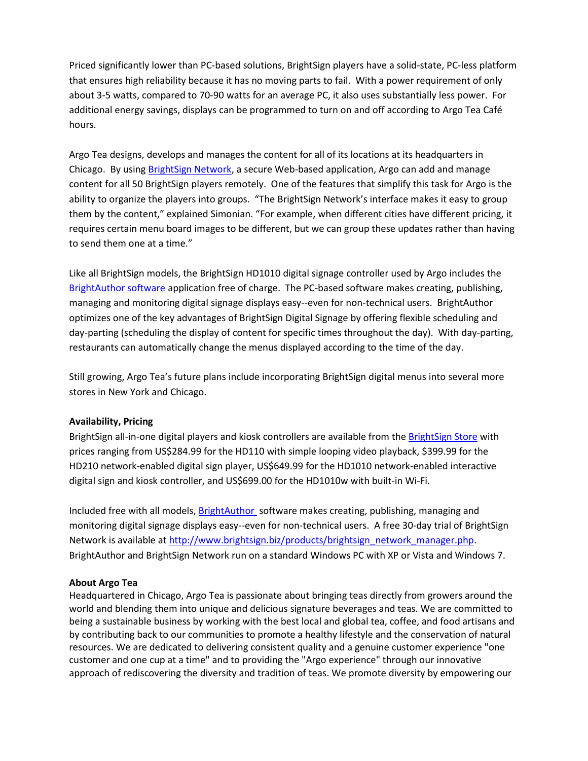Priced significantly lower than PC-based solutions, BrightSign players have a solid-state, PC-less platform that ensures high reliability because it has no moving parts to fail. With a power requirement of only about 3-5 watts, compared to 70-90 watts for an average PC, it also uses substantially less power. For additional energy savings, displays can be programmed to turn on and off according to Argo Tea Café hours.

Argo Tea designs, develops and manages the content for all of its locations at its headquarters in Chicago. By using [BrightSign Network](), a secure Web-based application, Argo can add and manage content for all 50 BrightSign players remotely. One of the features that simplify this task for Argo is the ability to organize the players into groups. "The BrightSign Network's interface makes it easy to group them by the content," explained Simonian. "For example, when different cities have different pricing, it requires certain menu board images to be different, but we can group these updates rather than having to send them one at a time."

Like all BrightSign models, the BrightSign HD1010 digital signage controller used by Argo includes the [BrightAuthor software]() application free of charge. The PC-based software makes creating, publishing, managing and monitoring digital signage displays easy--even for non-technical users. BrightAuthor optimizes one of the key advantages of BrightSign Digital Signage by offering flexible scheduling and day-parting (scheduling the display of content for specific times throughout the day). With day-parting, restaurants can automatically change the menus displayed according to the time of the day.

Still growing, Argo Tea's future plans include incorporating BrightSign digital menus into several more stores in New York and Chicago.

**Availability, Pricing**

BrightSign all-in-one digital players and kiosk controllers are available from the [BrightSign Store]() with prices ranging from US$284.99 for the HD110 with simple looping video playback, $399.99 for the HD210 network-enabled digital sign player, US$649.99 for the HD1010 network-enabled interactive digital sign and kiosk controller, and US$699.00 for the HD1010w with built-in Wi-Fi.

Included free with all models, [BrightAuthor]() software makes creating, publishing, managing and monitoring digital signage displays easy--even for non-technical users. A free 30-day trial of BrightSign Network is available at http://www.brightsign.biz/products/brightsign_network_manager.php. BrightAuthor and BrightSign Network run on a standard Windows PC with XP or Vista and Windows 7.

**About Argo Tea**

Headquartered in Chicago, Argo Tea is passionate about bringing teas directly from growers around the world and blending them into unique and delicious signature beverages and teas. We are committed to being a sustainable business by working with the best local and global tea, coffee, and food artisans and by contributing back to our communities to promote a healthy lifestyle and the conservation of natural resources. We are dedicated to delivering consistent quality and a genuine customer experience "one customer and one cup at a time" and to providing the "Argo experience" through our innovative approach of rediscovering the diversity and tradition of teas. We promote diversity by empowering our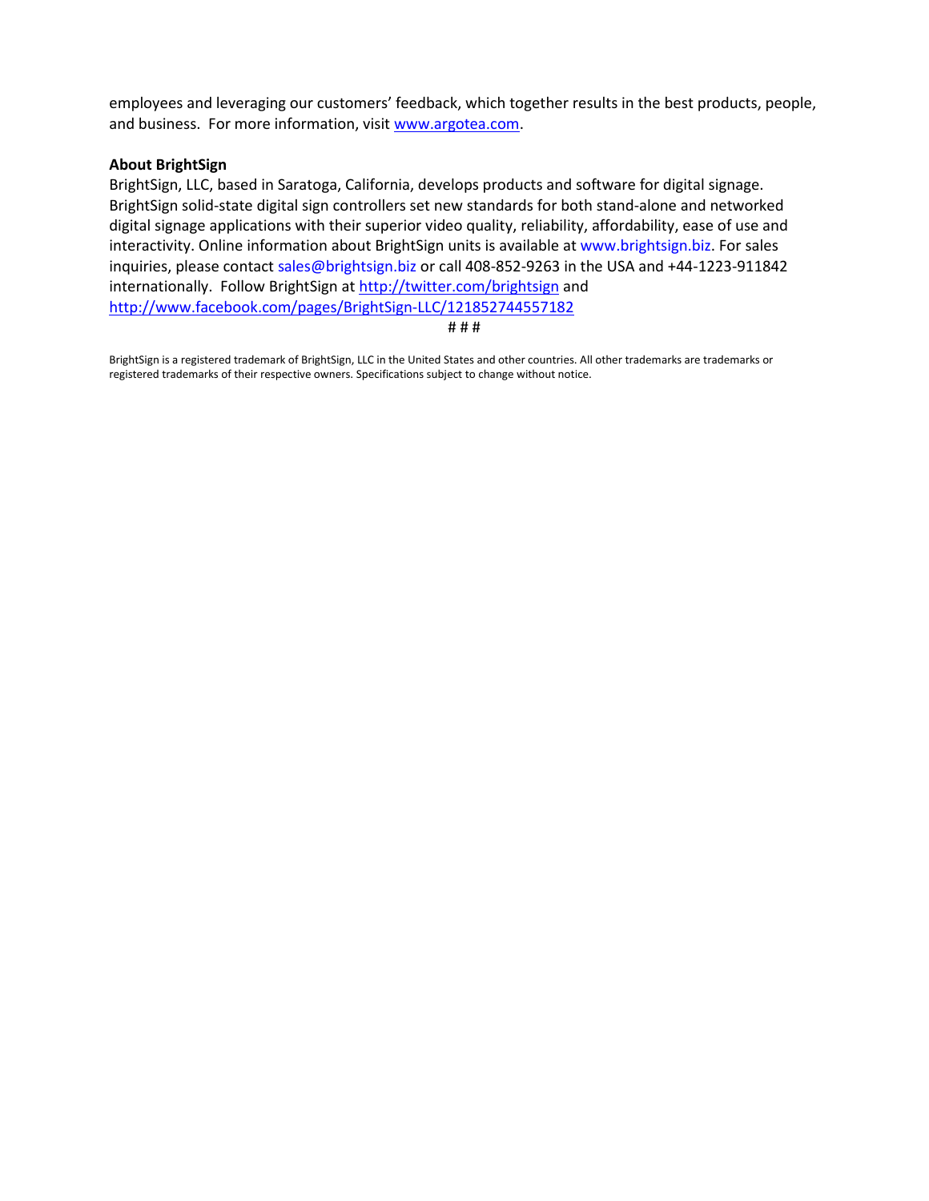employees and leveraging our customers' feedback, which together results in the best products, people, and business. For more information, visit www.argotea.com.

**About BrightSign**

BrightSign, LLC, based in Saratoga, California, develops products and software for digital signage. BrightSign solid-state digital sign controllers set new standards for both stand-alone and networked digital signage applications with their superior video quality, reliability, affordability, ease of use and interactivity. Online information about BrightSign units is available at www.brightsign.biz. For sales inquiries, please contact sales@brightsign.biz or call 408-852-9263 in the USA and +44-1223-911842 internationally. Follow BrightSign at http://twitter.com/brightsign and http://www.facebook.com/pages/BrightSign-LLC/121852744557182

# # #

BrightSign is a registered trademark of BrightSign, LLC in the United States and other countries. All other trademarks are trademarks or registered trademarks of their respective owners. Specifications subject to change without notice.